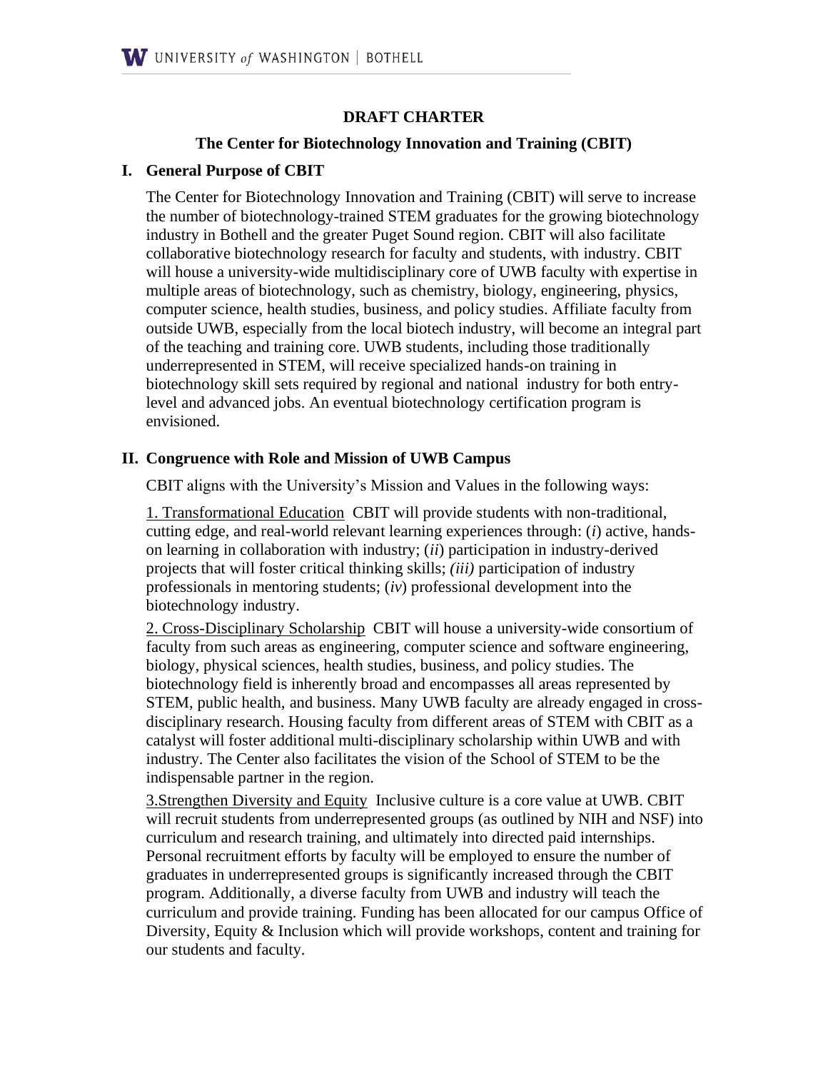# DRAFT CHARTER

## The Center for Biotechnology Innovation and Training (CBIT)

### I. General Purpose of CBIT

The Center for Biotechnology Innovation and Training (CBIT) will serve to increase the number of biotechnology-trained STEM graduates for the growing biotechnology industry in Bothell and the greater Puget Sound region. CBIT will also facilitate collaborative biotechnology research for faculty and students, with industry. CBIT will house a university-wide multidisciplinary core of UWB faculty with expertise in multiple areas of biotechnology, such as chemistry, biology, engineering, physics, computer science, health studies, business, and policy studies. Affiliate faculty from outside UWB, especially from the local biotech industry, will become an integral part of the teaching and training core. UWB students, including those traditionally underrepresented in STEM, will receive specialized hands-on training in biotechnology skill sets required by regional and national industry for both entry-level and advanced jobs. An eventual biotechnology certification program is envisioned.

### II. Congruence with Role and Mission of UWB Campus

CBIT aligns with the University's Mission and Values in the following ways:

1. Transformational Education  CBIT will provide students with non-traditional, cutting edge, and real-world relevant learning experiences through: (*i*) active, hands-on learning in collaboration with industry; (*ii*) participation in industry-derived projects that will foster critical thinking skills; *(iii)* participation of industry professionals in mentoring students; (*iv*) professional development into the biotechnology industry.

2. Cross-Disciplinary Scholarship  CBIT will house a university-wide consortium of faculty from such areas as engineering, computer science and software engineering, biology, physical sciences, health studies, business, and policy studies. The biotechnology field is inherently broad and encompasses all areas represented by STEM, public health, and business. Many UWB faculty are already engaged in cross-disciplinary research. Housing faculty from different areas of STEM with CBIT as a catalyst will foster additional multi-disciplinary scholarship within UWB and with industry. The Center also facilitates the vision of the School of STEM to be the indispensable partner in the region.

3.Strengthen Diversity and Equity  Inclusive culture is a core value at UWB. CBIT will recruit students from underrepresented groups (as outlined by NIH and NSF) into curriculum and research training, and ultimately into directed paid internships. Personal recruitment efforts by faculty will be employed to ensure the number of graduates in underrepresented groups is significantly increased through the CBIT program. Additionally, a diverse faculty from UWB and industry will teach the curriculum and provide training. Funding has been allocated for our campus Office of Diversity, Equity & Inclusion which will provide workshops, content and training for our students and faculty.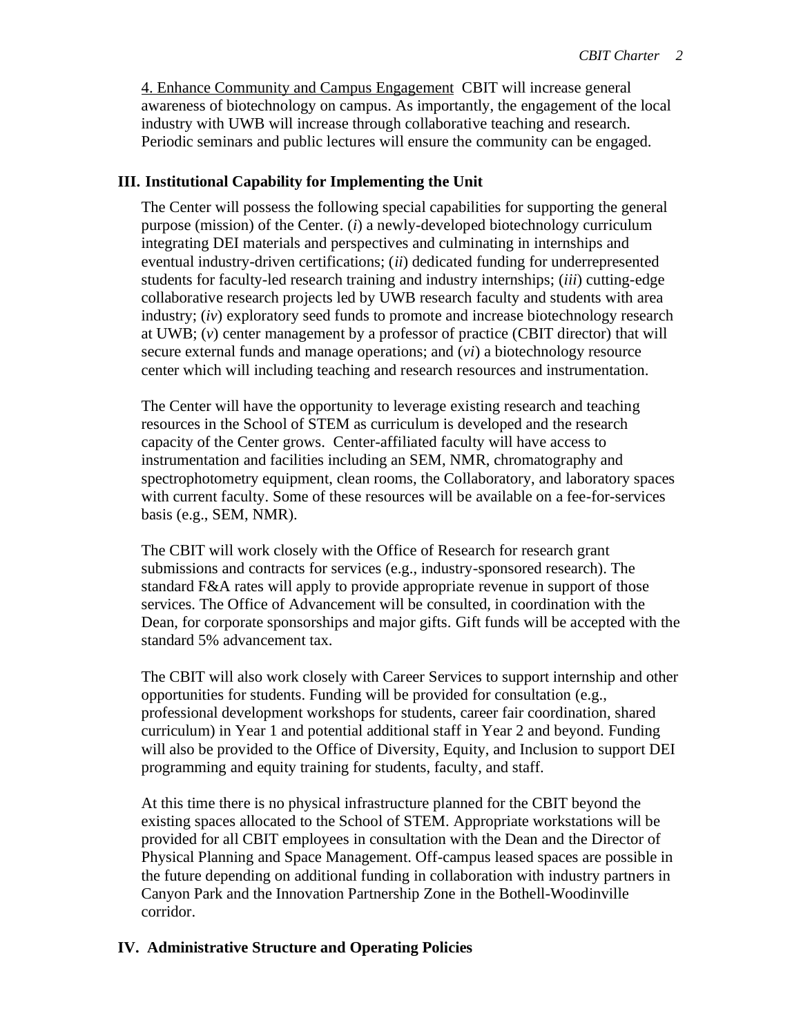<u>4. Enhance Community and Campus Engagement</u> CBIT will increase general awareness of biotechnology on campus. As importantly, the engagement of the local industry with UWB will increase through collaborative teaching and research. Periodic seminars and public lectures will ensure the community can be engaged.

## III. Institutional Capability for Implementing the Unit

The Center will possess the following special capabilities for supporting the general purpose (mission) of the Center. (*i*) a newly-developed biotechnology curriculum integrating DEI materials and perspectives and culminating in internships and eventual industry-driven certifications; (*ii*) dedicated funding for underrepresented students for faculty-led research training and industry internships; (*iii*) cutting-edge collaborative research projects led by UWB research faculty and students with area industry; (*iv*) exploratory seed funds to promote and increase biotechnology research at UWB; (*v*) center management by a professor of practice (CBIT director) that will secure external funds and manage operations; and (*vi*) a biotechnology resource center which will including teaching and research resources and instrumentation.

The Center will have the opportunity to leverage existing research and teaching resources in the School of STEM as curriculum is developed and the research capacity of the Center grows. Center-affiliated faculty will have access to instrumentation and facilities including an SEM, NMR, chromatography and spectrophotometry equipment, clean rooms, the Collaboratory, and laboratory spaces with current faculty. Some of these resources will be available on a fee-for-services basis (e.g., SEM, NMR).

The CBIT will work closely with the Office of Research for research grant submissions and contracts for services (e.g., industry-sponsored research). The standard F&A rates will apply to provide appropriate revenue in support of those services. The Office of Advancement will be consulted, in coordination with the Dean, for corporate sponsorships and major gifts. Gift funds will be accepted with the standard 5% advancement tax.

The CBIT will also work closely with Career Services to support internship and other opportunities for students. Funding will be provided for consultation (e.g., professional development workshops for students, career fair coordination, shared curriculum) in Year 1 and potential additional staff in Year 2 and beyond. Funding will also be provided to the Office of Diversity, Equity, and Inclusion to support DEI programming and equity training for students, faculty, and staff.

At this time there is no physical infrastructure planned for the CBIT beyond the existing spaces allocated to the School of STEM. Appropriate workstations will be provided for all CBIT employees in consultation with the Dean and the Director of Physical Planning and Space Management. Off-campus leased spaces are possible in the future depending on additional funding in collaboration with industry partners in Canyon Park and the Innovation Partnership Zone in the Bothell-Woodinville corridor.

## IV. Administrative Structure and Operating Policies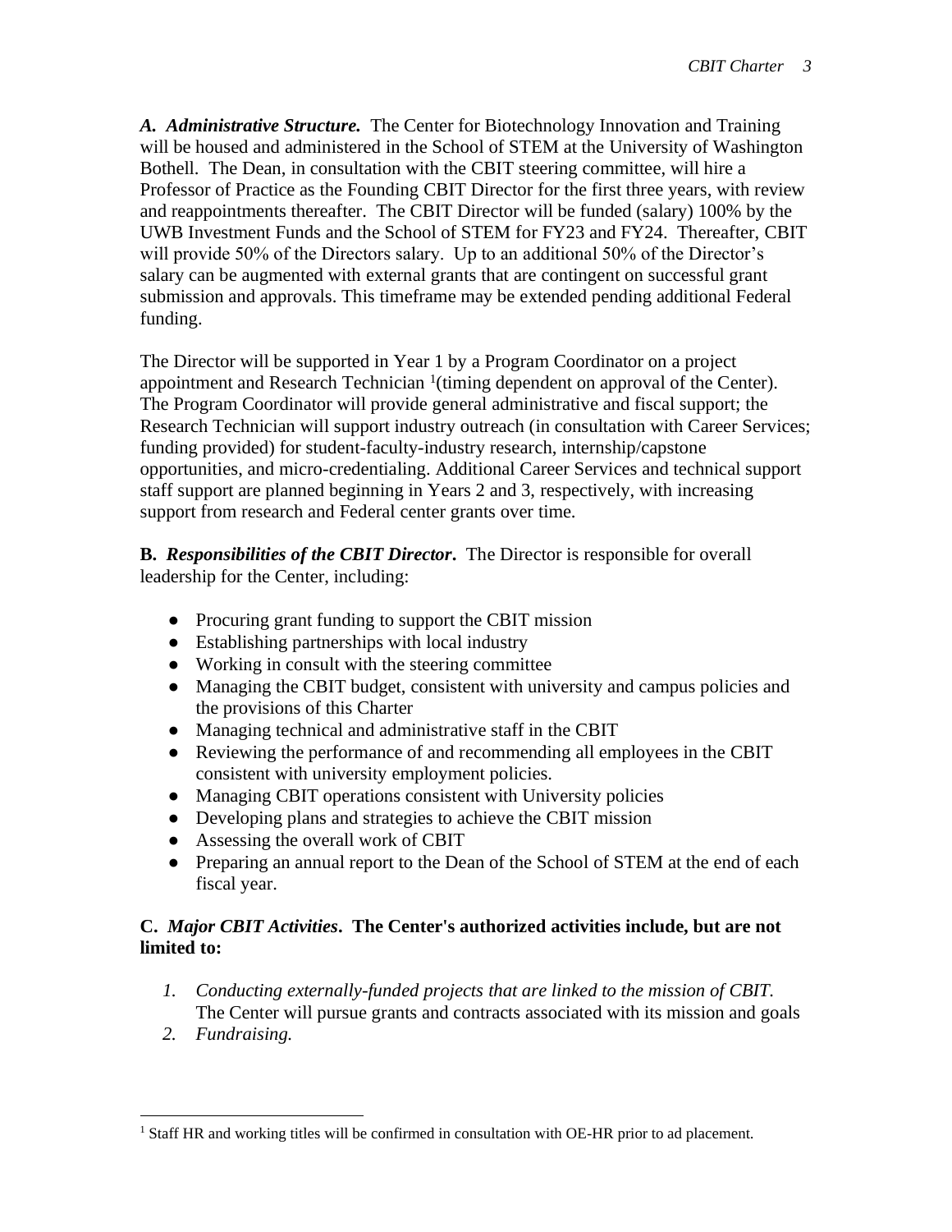***A. Administrative Structure.*** The Center for Biotechnology Innovation and Training will be housed and administered in the School of STEM at the University of Washington Bothell. The Dean, in consultation with the CBIT steering committee, will hire a Professor of Practice as the Founding CBIT Director for the first three years, with review and reappointments thereafter. The CBIT Director will be funded (salary) 100% by the UWB Investment Funds and the School of STEM for FY23 and FY24. Thereafter, CBIT will provide 50% of the Directors salary. Up to an additional 50% of the Director's salary can be augmented with external grants that are contingent on successful grant submission and approvals. This timeframe may be extended pending additional Federal funding.

The Director will be supported in Year 1 by a Program Coordinator on a project appointment and Research Technician [1](timing dependent on approval of the Center). The Program Coordinator will provide general administrative and fiscal support; the Research Technician will support industry outreach (in consultation with Career Services; funding provided) for student-faculty-industry research, internship/capstone opportunities, and micro-credentialing. Additional Career Services and technical support staff support are planned beginning in Years 2 and 3, respectively, with increasing support from research and Federal center grants over time.

**B.** ***Responsibilities of the CBIT Director*****.** The Director is responsible for overall leadership for the Center, including:

- Procuring grant funding to support the CBIT mission
- Establishing partnerships with local industry
- Working in consult with the steering committee
- Managing the CBIT budget, consistent with university and campus policies and the provisions of this Charter
- Managing technical and administrative staff in the CBIT
- Reviewing the performance of and recommending all employees in the CBIT consistent with university employment policies.
- Managing CBIT operations consistent with University policies
- Developing plans and strategies to achieve the CBIT mission
- Assessing the overall work of CBIT
- Preparing an annual report to the Dean of the School of STEM at the end of each fiscal year.

**C.** ***Major CBIT Activities*****. The Center's authorized activities include, but are not limited to:**

1. *Conducting externally-funded projects that are linked to the mission of CBIT.* The Center will pursue grants and contracts associated with its mission and goals
2. *Fundraising.*

[1] Staff HR and working titles will be confirmed in consultation with OE-HR prior to ad placement.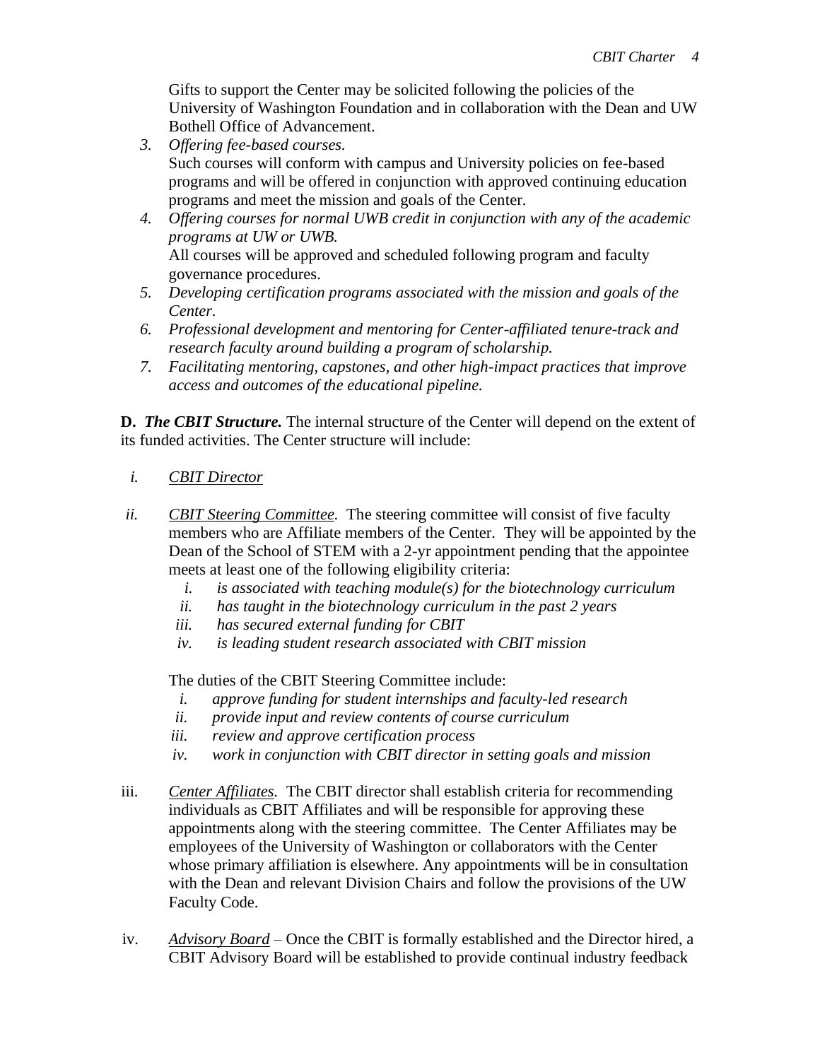Gifts to support the Center may be solicited following the policies of the University of Washington Foundation and in collaboration with the Dean and UW Bothell Office of Advancement.

3. *Offering fee-based courses.*
   Such courses will conform with campus and University policies on fee-based programs and will be offered in conjunction with approved continuing education programs and meet the mission and goals of the Center.
4. *Offering courses for normal UWB credit in conjunction with any of the academic programs at UW or UWB.*
   All courses will be approved and scheduled following program and faculty governance procedures.
5. *Developing certification programs associated with the mission and goals of the Center.*
6. *Professional development and mentoring for Center-affiliated tenure-track and research faculty around building a program of scholarship.*
7. *Facilitating mentoring, capstones, and other high-impact practices that improve access and outcomes of the educational pipeline.*

**D.** ***The CBIT Structure.*** The internal structure of the Center will depend on the extent of its funded activities. The Center structure will include:

i. <u>CBIT Director</u>

ii. <u>CBIT Steering Committee</u>. The steering committee will consist of five faculty members who are Affiliate members of the Center. They will be appointed by the Dean of the School of STEM with a 2-yr appointment pending that the appointee meets at least one of the following eligibility criteria:

   i. *is associated with teaching module(s) for the biotechnology curriculum*
   ii. *has taught in the biotechnology curriculum in the past 2 years*
   iii. *has secured external funding for CBIT*
   iv. *is leading student research associated with CBIT mission*

   The duties of the CBIT Steering Committee include:

   i. *approve funding for student internships and faculty-led research*
   ii. *provide input and review contents of course curriculum*
   iii. *review and approve certification process*
   iv. *work in conjunction with CBIT director in setting goals and mission*

iii. <u>Center Affiliates</u>. The CBIT director shall establish criteria for recommending individuals as CBIT Affiliates and will be responsible for approving these appointments along with the steering committee. The Center Affiliates may be employees of the University of Washington or collaborators with the Center whose primary affiliation is elsewhere. Any appointments will be in consultation with the Dean and relevant Division Chairs and follow the provisions of the UW Faculty Code.

iv. <u>Advisory Board</u> – Once the CBIT is formally established and the Director hired, a CBIT Advisory Board will be established to provide continual industry feedback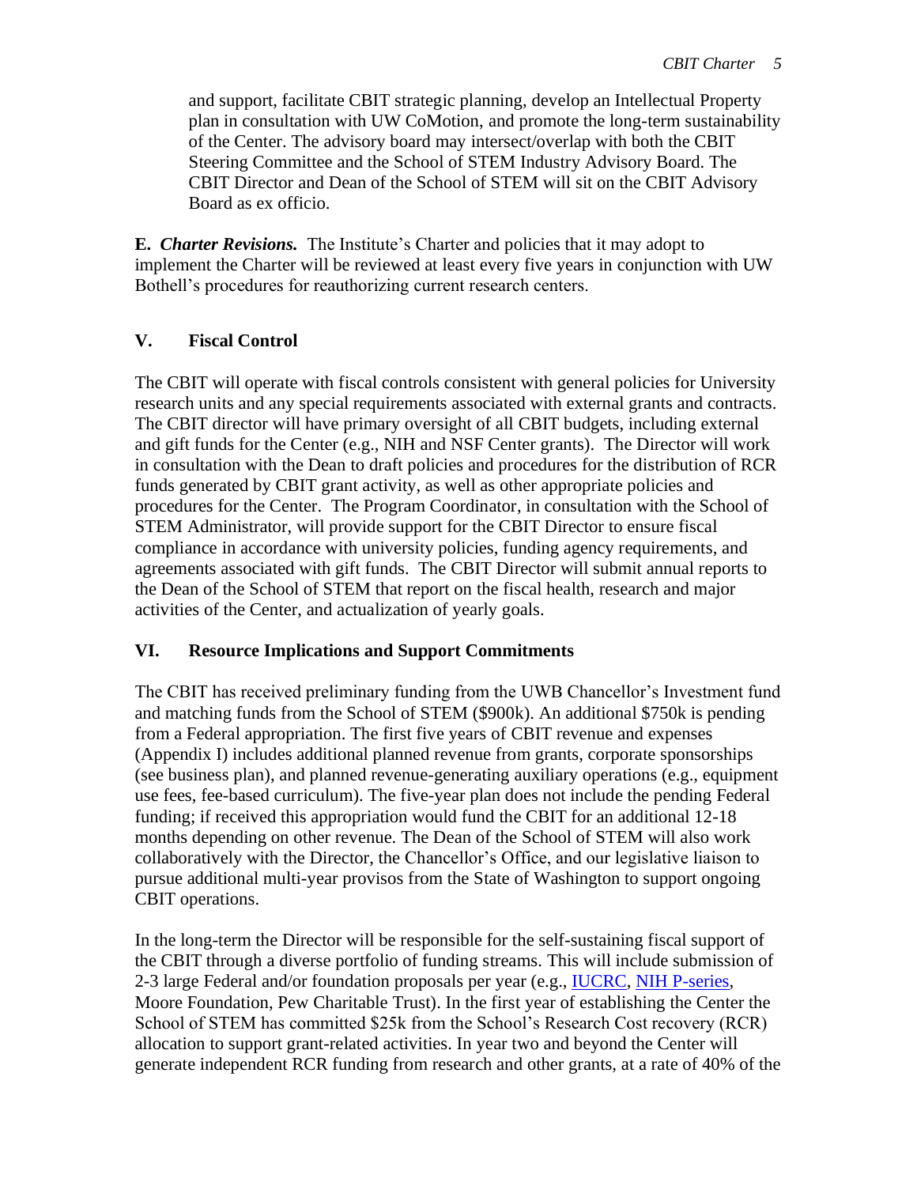and support, facilitate CBIT strategic planning, develop an Intellectual Property plan in consultation with UW CoMotion, and promote the long-term sustainability of the Center. The advisory board may intersect/overlap with both the CBIT Steering Committee and the School of STEM Industry Advisory Board. The CBIT Director and Dean of the School of STEM will sit on the CBIT Advisory Board as ex officio.

**E.** ***Charter Revisions.*** The Institute's Charter and policies that it may adopt to implement the Charter will be reviewed at least every five years in conjunction with UW Bothell's procedures for reauthorizing current research centers.

## V. Fiscal Control

The CBIT will operate with fiscal controls consistent with general policies for University research units and any special requirements associated with external grants and contracts. The CBIT director will have primary oversight of all CBIT budgets, including external and gift funds for the Center (e.g., NIH and NSF Center grants). The Director will work in consultation with the Dean to draft policies and procedures for the distribution of RCR funds generated by CBIT grant activity, as well as other appropriate policies and procedures for the Center. The Program Coordinator, in consultation with the School of STEM Administrator, will provide support for the CBIT Director to ensure fiscal compliance in accordance with university policies, funding agency requirements, and agreements associated with gift funds. The CBIT Director will submit annual reports to the Dean of the School of STEM that report on the fiscal health, research and major activities of the Center, and actualization of yearly goals.

## VI. Resource Implications and Support Commitments

The CBIT has received preliminary funding from the UWB Chancellor's Investment fund and matching funds from the School of STEM ($900k). An additional $750k is pending from a Federal appropriation. The first five years of CBIT revenue and expenses (Appendix I) includes additional planned revenue from grants, corporate sponsorships (see business plan), and planned revenue-generating auxiliary operations (e.g., equipment use fees, fee-based curriculum). The five-year plan does not include the pending Federal funding; if received this appropriation would fund the CBIT for an additional 12-18 months depending on other revenue. The Dean of the School of STEM will also work collaboratively with the Director, the Chancellor's Office, and our legislative liaison to pursue additional multi-year provisos from the State of Washington to support ongoing CBIT operations.

In the long-term the Director will be responsible for the self-sustaining fiscal support of the CBIT through a diverse portfolio of funding streams. This will include submission of 2-3 large Federal and/or foundation proposals per year (e.g., IUCRC, NIH P-series, Moore Foundation, Pew Charitable Trust). In the first year of establishing the Center the School of STEM has committed $25k from the School's Research Cost recovery (RCR) allocation to support grant-related activities. In year two and beyond the Center will generate independent RCR funding from research and other grants, at a rate of 40% of the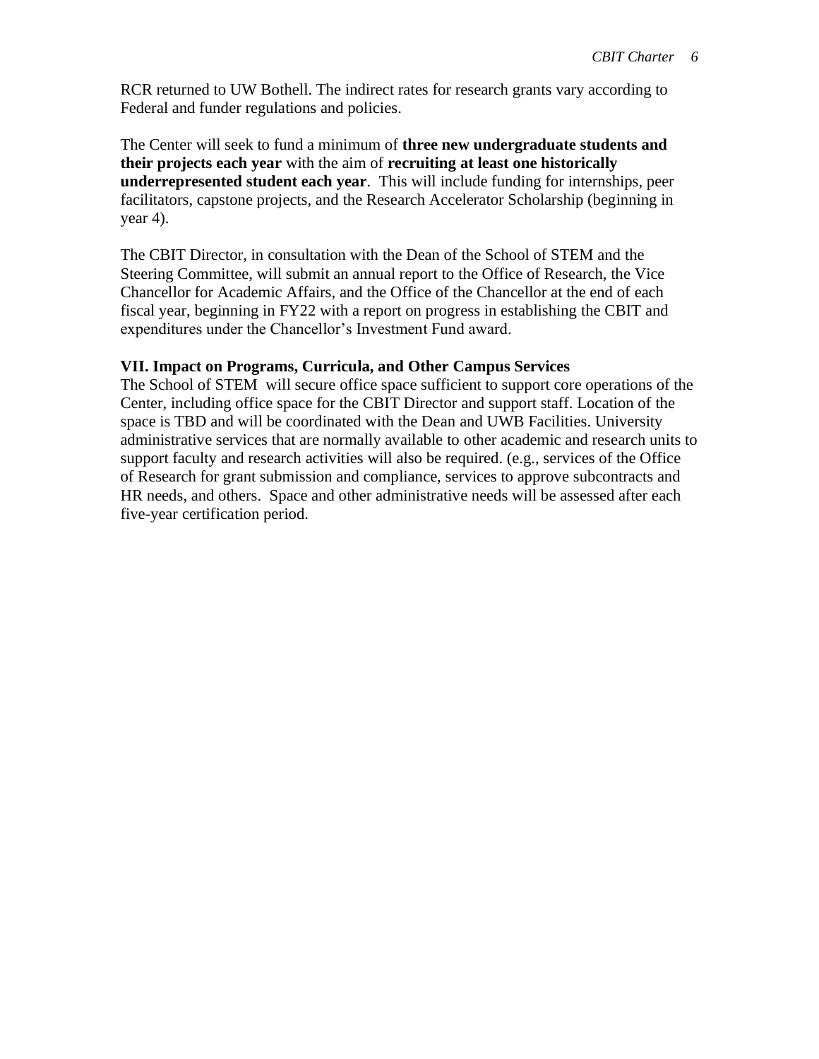RCR returned to UW Bothell. The indirect rates for research grants vary according to Federal and funder regulations and policies.

The Center will seek to fund a minimum of **three new undergraduate students and their projects each year** with the aim of **recruiting at least one historically underrepresented student each year**. This will include funding for internships, peer facilitators, capstone projects, and the Research Accelerator Scholarship (beginning in year 4).

The CBIT Director, in consultation with the Dean of the School of STEM and the Steering Committee, will submit an annual report to the Office of Research, the Vice Chancellor for Academic Affairs, and the Office of the Chancellor at the end of each fiscal year, beginning in FY22 with a report on progress in establishing the CBIT and expenditures under the Chancellor's Investment Fund award.

## VII. Impact on Programs, Curricula, and Other Campus Services

The School of STEM will secure office space sufficient to support core operations of the Center, including office space for the CBIT Director and support staff. Location of the space is TBD and will be coordinated with the Dean and UWB Facilities. University administrative services that are normally available to other academic and research units to support faculty and research activities will also be required. (e.g., services of the Office of Research for grant submission and compliance, services to approve subcontracts and HR needs, and others. Space and other administrative needs will be assessed after each five-year certification period.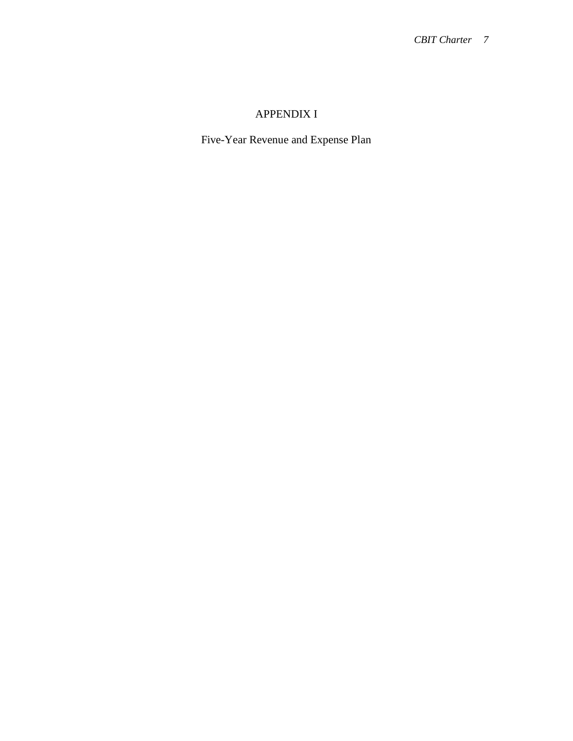# APPENDIX I

## Five-Year Revenue and Expense Plan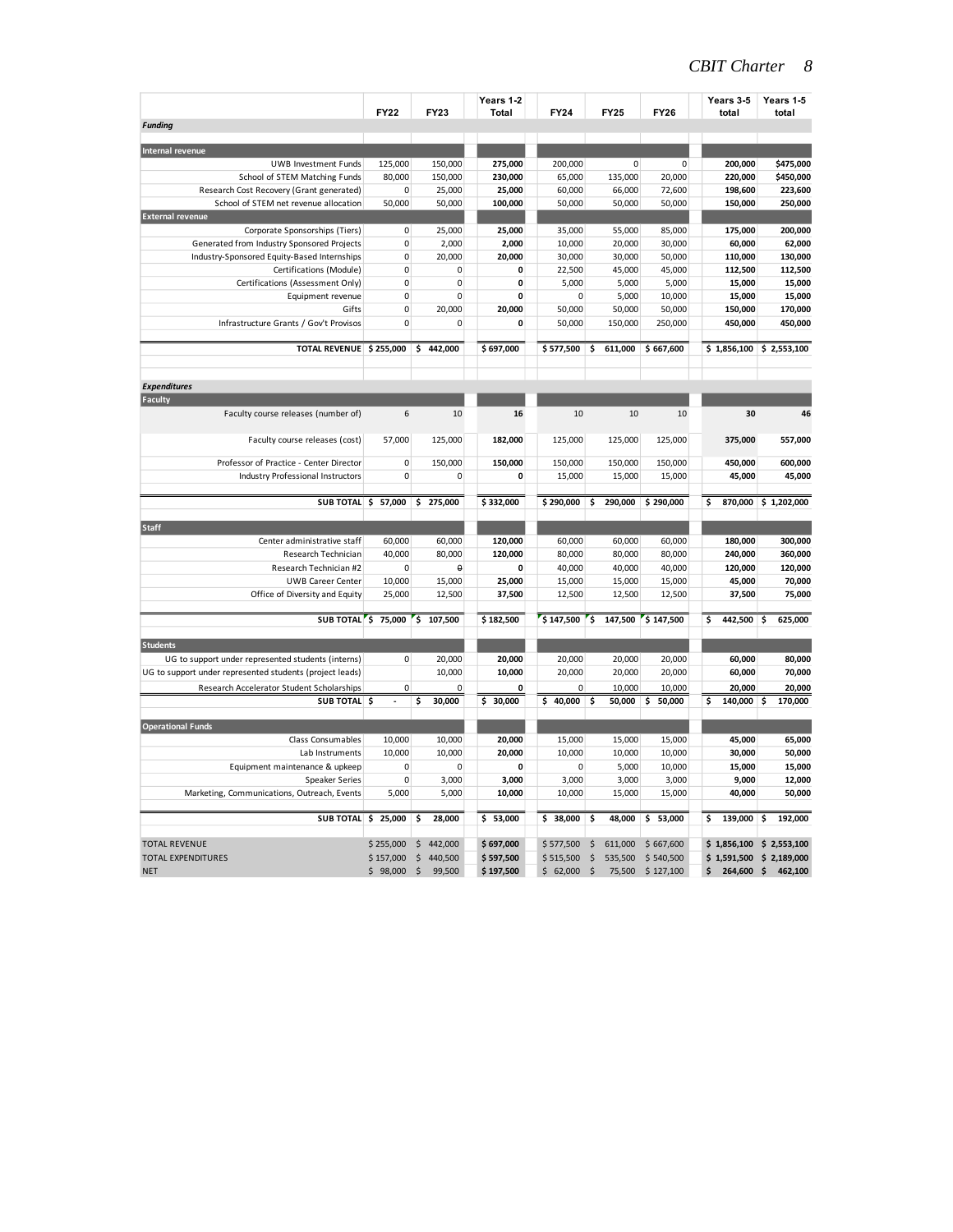| | FY22 | FY23 | Years 1-2 Total | FY24 | FY25 | FY26 | Years 3-5 total | Years 1-5 total |
|---|---|---|---|---|---|---|---|---|
| ***Funding*** | | | | | | | | |
| **Internal revenue** | | | | | | | | |
| UWB Investment Funds | 125,000 | 150,000 | **275,000** | 200,000 | 0 | 0 | **200,000** | **$475,000** |
| School of STEM Matching Funds | 80,000 | 150,000 | **230,000** | 65,000 | 135,000 | 20,000 | **220,000** | **$450,000** |
| Research Cost Recovery (Grant generated) | 0 | 25,000 | **25,000** | 60,000 | 66,000 | 72,600 | **198,600** | **223,600** |
| School of STEM net revenue allocation | 50,000 | 50,000 | **100,000** | 50,000 | 50,000 | 50,000 | **150,000** | **250,000** |
| **External revenue** | | | | | | | | |
| Corporate Sponsorships (Tiers) | 0 | 25,000 | **25,000** | 35,000 | 55,000 | 85,000 | **175,000** | **200,000** |
| Generated from Industry Sponsored Projects | 0 | 2,000 | **2,000** | 10,000 | 20,000 | 30,000 | **60,000** | **62,000** |
| Industry-Sponsored Equity-Based Internships | 0 | 20,000 | **20,000** | 30,000 | 30,000 | 50,000 | **110,000** | **130,000** |
| Certifications (Module) | 0 | 0 | **0** | 22,500 | 45,000 | 45,000 | **112,500** | **112,500** |
| Certifications (Assessment Only) | 0 | 0 | **0** | 5,000 | 5,000 | 5,000 | **15,000** | **15,000** |
| Equipment revenue | 0 | 0 | **0** | 0 | 5,000 | 10,000 | **15,000** | **15,000** |
| Gifts | 0 | 20,000 | **20,000** | 50,000 | 50,000 | 50,000 | **150,000** | **170,000** |
| Infrastructure Grants / Gov't Provisos | 0 | 0 | **0** | 50,000 | 150,000 | 250,000 | **450,000** | **450,000** |
| **TOTAL REVENUE** | **$ 255,000** | **$ 442,000** | **$ 697,000** | **$ 577,500** | **$ 611,000** | **$ 667,600** | **$ 1,856,100** | **$ 2,553,100** |
| ***Expenditures*** | | | | | | | | |
| **Faculty** | | | | | | | | |
| Faculty course releases (number of) | 6 | 10 | **16** | 10 | 10 | 10 | **30** | **46** |
| Faculty course releases (cost) | 57,000 | 125,000 | **182,000** | 125,000 | 125,000 | 125,000 | **375,000** | **557,000** |
| Professor of Practice - Center Director | 0 | 150,000 | **150,000** | 150,000 | 150,000 | 150,000 | **450,000** | **600,000** |
| Industry Professional Instructors | 0 | 0 | **0** | 15,000 | 15,000 | 15,000 | **45,000** | **45,000** |
| **SUB TOTAL** | **$ 57,000** | **$ 275,000** | **$ 332,000** | **$ 290,000** | **$ 290,000** | **$ 290,000** | **$ 870,000** | **$ 1,202,000** |
| **Staff** | | | | | | | | |
| Center administrative staff | 60,000 | 60,000 | **120,000** | 60,000 | 60,000 | 60,000 | **180,000** | **300,000** |
| Research Technician | 40,000 | 80,000 | **120,000** | 80,000 | 80,000 | 80,000 | **240,000** | **360,000** |
| Research Technician #2 | 0 | 0 | **0** | 40,000 | 40,000 | 40,000 | **120,000** | **120,000** |
| UWB Career Center | 10,000 | 15,000 | **25,000** | 15,000 | 15,000 | 15,000 | **45,000** | **70,000** |
| Office of Diversity and Equity | 25,000 | 12,500 | **37,500** | 12,500 | 12,500 | 12,500 | **37,500** | **75,000** |
| **SUB TOTAL** | **$ 75,000** | **$ 107,500** | **$ 182,500** | **$ 147,500** | **$ 147,500** | **$ 147,500** | **$ 442,500** | **$ 625,000** |
| **Students** | | | | | | | | |
| UG to support under represented students (interns) | 0 | 20,000 | **20,000** | 20,000 | 20,000 | 20,000 | **60,000** | **80,000** |
| UG to support under represented students (project leads) | | 10,000 | **10,000** | 20,000 | 20,000 | 20,000 | **60,000** | **70,000** |
| Research Accelerator Student Scholarships | 0 | 0 | **0** | 0 | 10,000 | 10,000 | **20,000** | **20,000** |
| **SUB TOTAL** | **$ -** | **$ 30,000** | **$ 30,000** | **$ 40,000** | **$ 50,000** | **$ 50,000** | **$ 140,000** | **$ 170,000** |
| **Operational Funds** | | | | | | | | |
| Class Consumables | 10,000 | 10,000 | **20,000** | 15,000 | 15,000 | 15,000 | **45,000** | **65,000** |
| Lab Instruments | 10,000 | 10,000 | **20,000** | 10,000 | 10,000 | 10,000 | **30,000** | **50,000** |
| Equipment maintenance & upkeep | 0 | 0 | **0** | 0 | 5,000 | 10,000 | **15,000** | **15,000** |
| Speaker Series | 0 | 3,000 | **3,000** | 3,000 | 3,000 | 3,000 | **9,000** | **12,000** |
| Marketing, Communications, Outreach, Events | 5,000 | 5,000 | **10,000** | 10,000 | 15,000 | 15,000 | **40,000** | **50,000** |
| **SUB TOTAL** | **$ 25,000** | **$ 28,000** | **$ 53,000** | **$ 38,000** | **$ 48,000** | **$ 53,000** | **$ 139,000** | **$ 192,000** |
| TOTAL REVENUE | $ 255,000 | $ 442,000 | **$ 697,000** | $ 577,500 | $ 611,000 | $ 667,600 | **$ 1,856,100** | **$ 2,553,100** |
| TOTAL EXPENDITURES | $ 157,000 | $ 440,500 | **$ 597,500** | $ 515,500 | $ 535,500 | $ 540,500 | **$ 1,591,500** | **$ 2,189,000** |
| NET | $ 98,000 | $ 99,500 | **$ 197,500** | $ 62,000 | $ 75,500 | $ 127,100 | **$ 264,600** | **$ 462,100** |